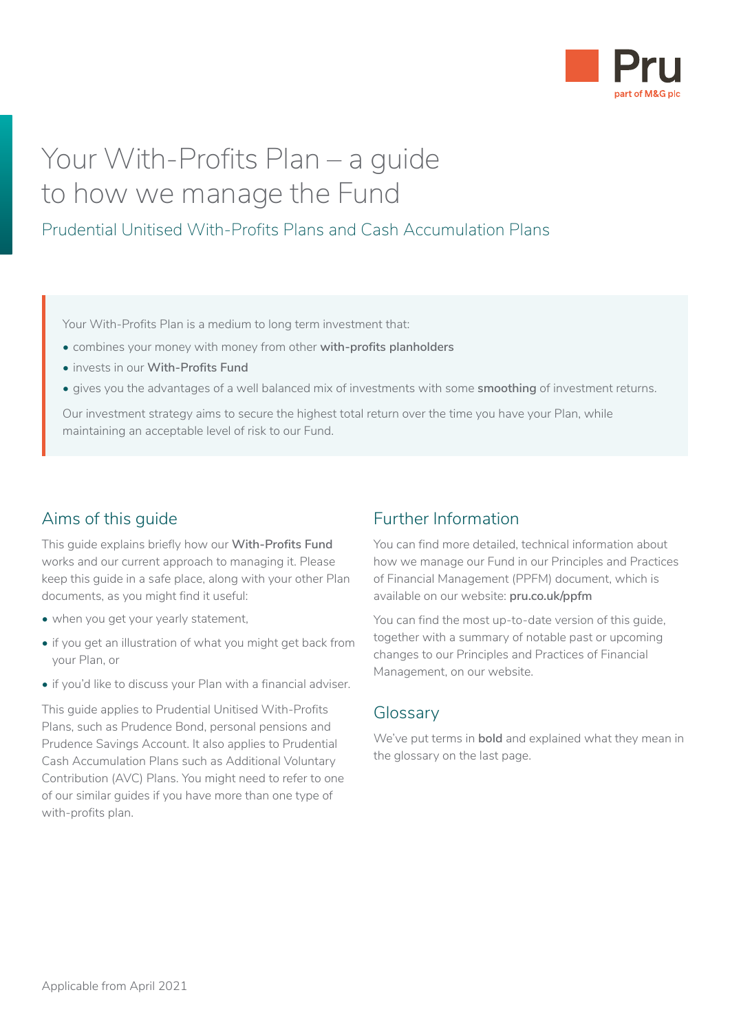# Your With-Profits Plan – a guide to how we manage the Fund

## Prudential Unitised With-Profits Plans and Cash Accumulation Plans

Your With-Profits Plan is a medium to long term investment that:

- combines your money with money from other **with-profits planholders**
- invests in our **With-Profits Fund**
- gives you the advantages of a well balanced mix of investments with some **smoothing** of investment returns.

Our investment strategy aims to secure the highest total return over the time you have your Plan, while maintaining an acceptable level of risk to our Fund.

## Aims of this guide

This guide explains briefly how our **With-Profits Fund** works and our current approach to managing it. Please keep this guide in a safe place, along with your other Plan documents, as you might find it useful:

- when you get your yearly statement,
- if you get an illustration of what you might get back from your Plan, or
- if you'd like to discuss your Plan with a financial adviser.

This guide applies to Prudential Unitised With-Profits Plans, such as Prudence Bond, personal pensions and Prudence Savings Account. It also applies to Prudential Cash Accumulation Plans such as Additional Voluntary Contribution (AVC) Plans. You might need to refer to one of our similar guides if you have more than one type of with-profits plan.

## Further Information

You can find more detailed, technical information about how we manage our Fund in our Principles and Practices of Financial Management (PPFM) document, which is available on our website: **pru.co.uk/ppfm**

You can find the most up-to-date version of this guide, together with a summary of notable past or upcoming changes to our Principles and Practices of Financial Management, on our website.

## Glossary

We've put terms in **bold** and explained what they mean in the glossary on the last page.

Applicable from April 2021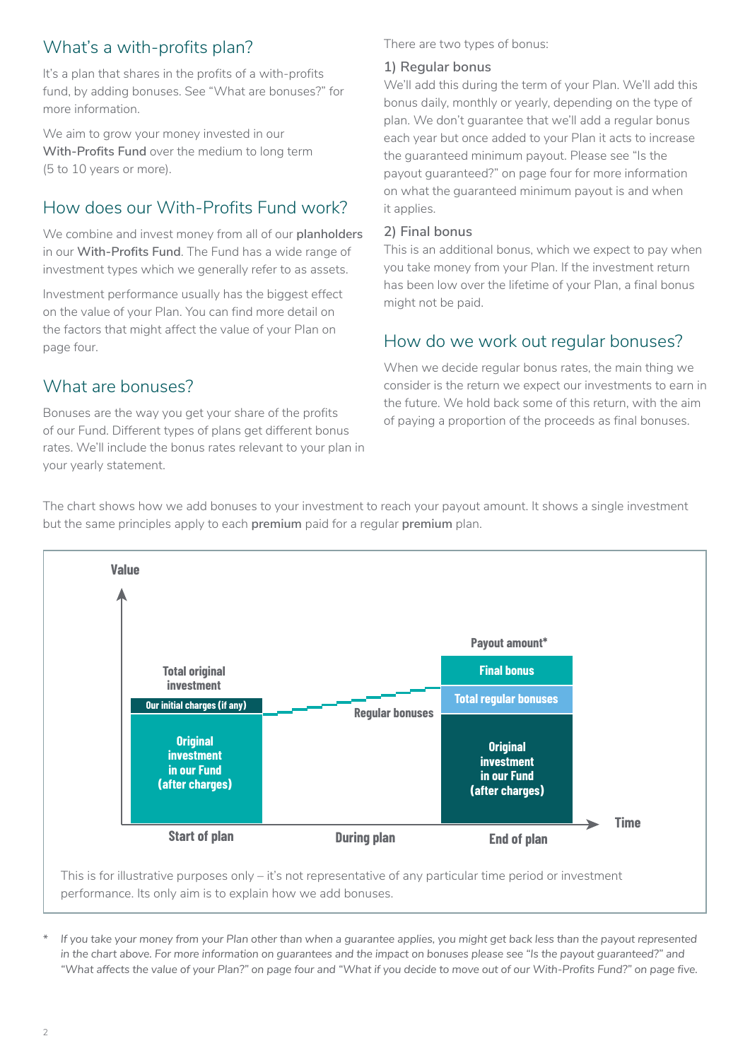## What's a with-profits plan?

It's a plan that shares in the profits of a with-profits fund, by adding bonuses. See "What are bonuses?" for more information.

We aim to grow your money invested in our **With-Profits Fund** over the medium to long term (5 to 10 years or more).

## How does our With-Profits Fund work?

We combine and invest money from all of our **planholders** in our **With-Profits Fund**. The Fund has a wide range of investment types which we generally refer to as assets.

Investment performance usually has the biggest effect on the value of your Plan. You can find more detail on the factors that might affect the value of your Plan on page four.

## What are bonuses?

Bonuses are the way you get your share of the profits of our Fund. Different types of plans get different bonus rates. We'll include the bonus rates relevant to your plan in your yearly statement.

There are two types of bonus:

### 1) Regular bonus

We'll add this during the term of your Plan. We'll add this bonus daily, monthly or yearly, depending on the type of plan. We don't guarantee that we'll add a regular bonus each year but once added to your Plan it acts to increase the guaranteed minimum payout. Please see "Is the payout guaranteed?" on page four for more information on what the guaranteed minimum payout is and when it applies.

### 2) Final bonus

This is an additional bonus, which we expect to pay when you take money from your Plan. If the investment return has been low over the lifetime of your Plan, a final bonus might not be paid.

## How do we work out regular bonuses?

When we decide regular bonus rates, the main thing we consider is the return we expect our investments to earn in the future. We hold back some of this return, with the aim of paying a proportion of the proceeds as final bonuses.

The chart shows how we add bonuses to your investment to reach your payout amount. It shows a single investment but the same principles apply to each **premium** paid for a regular **premium** plan.

Value

Total original investment

Our initial charges (if any)

Original investment in our Fund (after charges)

Regular bonuses

Payout amount*

Final bonus

Total regular bonuses

Original investment in our Fund (after charges)

Start of plan | During plan | End of plan | Time

This is for illustrative purposes only – it's not representative of any particular time period or investment performance. Its only aim is to explain how we add bonuses.

\* *If you take your money from your Plan other than when a guarantee applies, you might get back less than the payout represented in the chart above. For more information on guarantees and the impact on bonuses please see "Is the payout guaranteed?" and "What affects the value of your Plan?" on page four and "What if you decide to move out of our With-Profits Fund?" on page five.*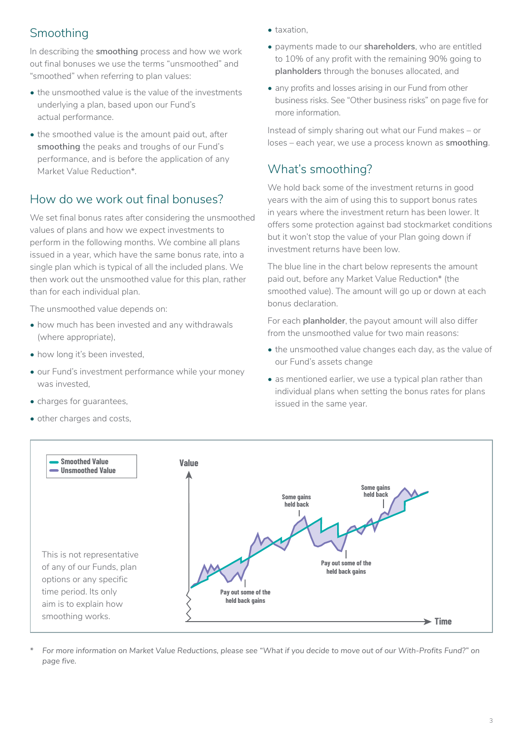## Smoothing

In describing the **smoothing** process and how we work out final bonuses we use the terms "unsmoothed" and "smoothed" when referring to plan values:

- the unsmoothed value is the value of the investments underlying a plan, based upon our Fund's actual performance.
- the smoothed value is the amount paid out, after **smoothing** the peaks and troughs of our Fund's performance, and is before the application of any Market Value Reduction*.

## How do we work out final bonuses?

We set final bonus rates after considering the unsmoothed values of plans and how we expect investments to perform in the following months. We combine all plans issued in a year, which have the same bonus rate, into a single plan which is typical of all the included plans. We then work out the unsmoothed value for this plan, rather than for each individual plan.

The unsmoothed value depends on:

- how much has been invested and any withdrawals (where appropriate),
- how long it's been invested,
- our Fund's investment performance while your money was invested,
- charges for guarantees,
- other charges and costs,
- taxation,
- payments made to our **shareholders**, who are entitled to 10% of any profit with the remaining 90% going to **planholders** through the bonuses allocated, and
- any profits and losses arising in our Fund from other business risks. See "Other business risks" on page five for more information.

Instead of simply sharing out what our Fund makes – or loses – each year, we use a process known as **smoothing**.

## What's smoothing?

We hold back some of the investment returns in good years with the aim of using this to support bonus rates in years where the investment return has been lower. It offers some protection against bad stockmarket conditions but it won't stop the value of your Plan going down if investment returns have been low.

The blue line in the chart below represents the amount paid out, before any Market Value Reduction* (the smoothed value). The amount will go up or down at each bonus declaration.

For each **planholder**, the payout amount will also differ from the unsmoothed value for two main reasons:

- the unsmoothed value changes each day, as the value of our Fund's assets change
- as mentioned earlier, we use a typical plan rather than individual plans when setting the bonus rates for plans issued in the same year.

**Smoothed Value**
**Unsmoothed Value**

**Value**

**Some gains held back**

**Some gains held back**

**Pay out some of the held back gains**

**Pay out some of the held back gains**

**Time**

This is not representative of any of our Funds, plan options or any specific time period. Its only aim is to explain how smoothing works.

\* *For more information on Market Value Reductions, please see "What if you decide to move out of our With-Profits Fund?" on page five.*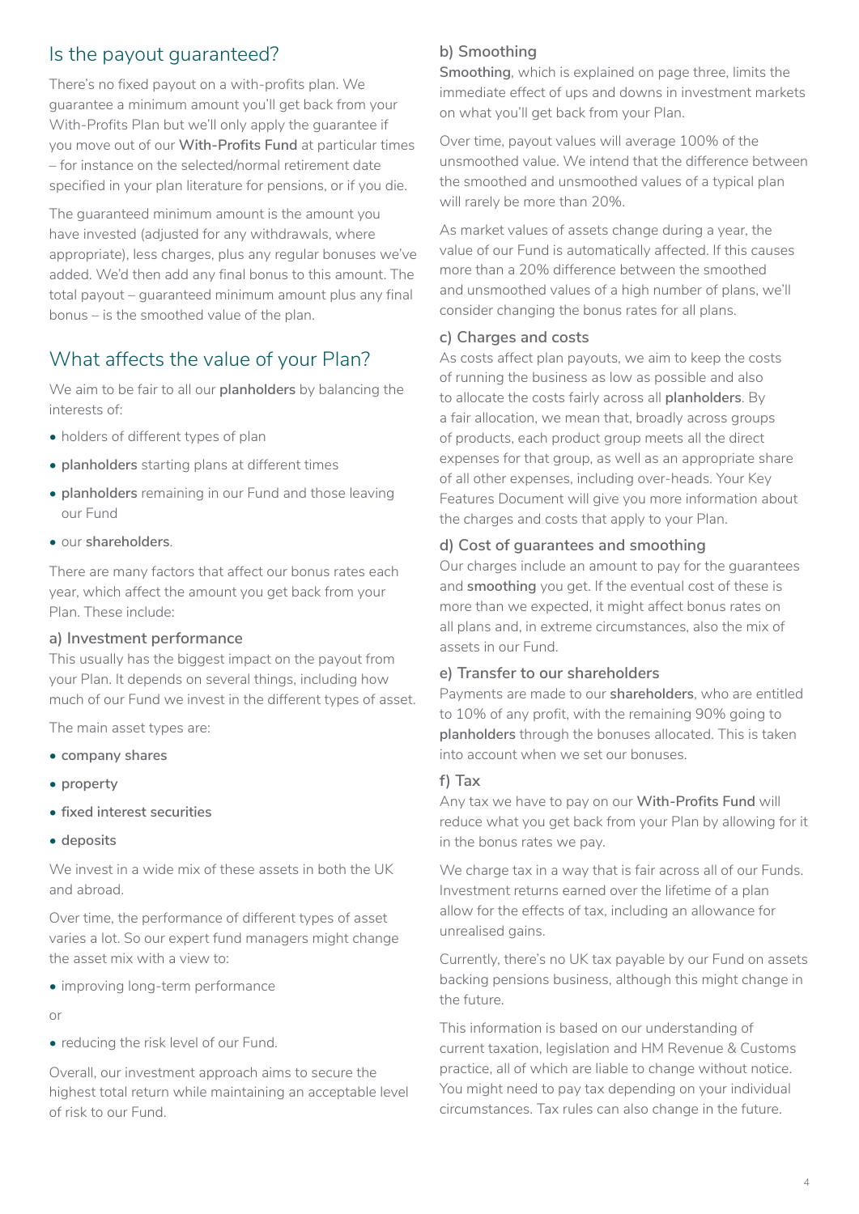## Is the payout guaranteed?

There's no fixed payout on a with-profits plan. We guarantee a minimum amount you'll get back from your With-Profits Plan but we'll only apply the guarantee if you move out of our **With-Profits Fund** at particular times – for instance on the selected/normal retirement date specified in your plan literature for pensions, or if you die.

The guaranteed minimum amount is the amount you have invested (adjusted for any withdrawals, where appropriate), less charges, plus any regular bonuses we've added. We'd then add any final bonus to this amount. The total payout – guaranteed minimum amount plus any final bonus – is the smoothed value of the plan.

## What affects the value of your Plan?

We aim to be fair to all our **planholders** by balancing the interests of:

- holders of different types of plan
- **planholders** starting plans at different times
- **planholders** remaining in our Fund and those leaving our Fund
- our **shareholders**.

There are many factors that affect our bonus rates each year, which affect the amount you get back from your Plan. These include:

### a) Investment performance

This usually has the biggest impact on the payout from your Plan. It depends on several things, including how much of our Fund we invest in the different types of asset.

The main asset types are:

- **company shares**
- **property**
- **fixed interest securities**
- **deposits**

We invest in a wide mix of these assets in both the UK and abroad.

Over time, the performance of different types of asset varies a lot. So our expert fund managers might change the asset mix with a view to:

- improving long-term performance

or

- reducing the risk level of our Fund.

Overall, our investment approach aims to secure the highest total return while maintaining an acceptable level of risk to our Fund.

### b) Smoothing

**Smoothing**, which is explained on page three, limits the immediate effect of ups and downs in investment markets on what you'll get back from your Plan.

Over time, payout values will average 100% of the unsmoothed value. We intend that the difference between the smoothed and unsmoothed values of a typical plan will rarely be more than 20%.

As market values of assets change during a year, the value of our Fund is automatically affected. If this causes more than a 20% difference between the smoothed and unsmoothed values of a high number of plans, we'll consider changing the bonus rates for all plans.

### c) Charges and costs

As costs affect plan payouts, we aim to keep the costs of running the business as low as possible and also to allocate the costs fairly across all **planholders**. By a fair allocation, we mean that, broadly across groups of products, each product group meets all the direct expenses for that group, as well as an appropriate share of all other expenses, including over-heads. Your Key Features Document will give you more information about the charges and costs that apply to your Plan.

### d) Cost of guarantees and smoothing

Our charges include an amount to pay for the guarantees and **smoothing** you get. If the eventual cost of these is more than we expected, it might affect bonus rates on all plans and, in extreme circumstances, also the mix of assets in our Fund.

### e) Transfer to our shareholders

Payments are made to our **shareholders**, who are entitled to 10% of any profit, with the remaining 90% going to **planholders** through the bonuses allocated. This is taken into account when we set our bonuses.

### f) Tax

Any tax we have to pay on our **With-Profits Fund** will reduce what you get back from your Plan by allowing for it in the bonus rates we pay.

We charge tax in a way that is fair across all of our Funds. Investment returns earned over the lifetime of a plan allow for the effects of tax, including an allowance for unrealised gains.

Currently, there's no UK tax payable by our Fund on assets backing pensions business, although this might change in the future.

This information is based on our understanding of current taxation, legislation and HM Revenue & Customs practice, all of which are liable to change without notice. You might need to pay tax depending on your individual circumstances. Tax rules can also change in the future.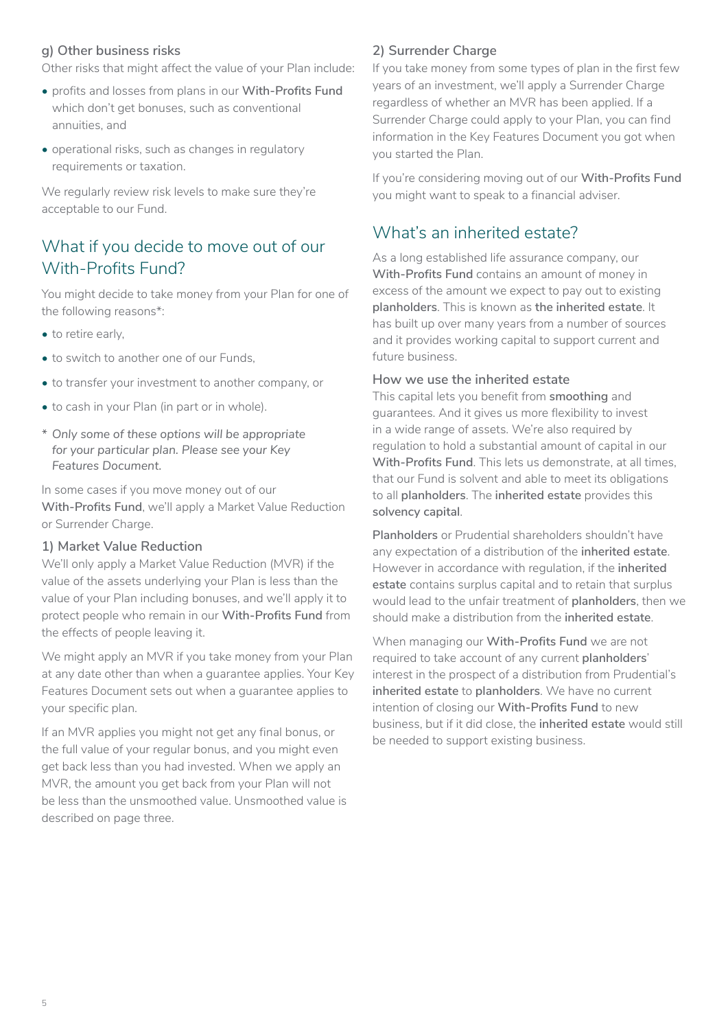### g) Other business risks

Other risks that might affect the value of your Plan include:

- profits and losses from plans in our **With-Profits Fund** which don't get bonuses, such as conventional annuities, and
- operational risks, such as changes in regulatory requirements or taxation.

We regularly review risk levels to make sure they're acceptable to our Fund.

## What if you decide to move out of our With-Profits Fund?

You might decide to take money from your Plan for one of the following reasons*:

- to retire early,
- to switch to another one of our Funds,
- to transfer your investment to another company, or
- to cash in your Plan (in part or in whole).

\* *Only some of these options will be appropriate for your particular plan. Please see your Key Features Document.*

In some cases if you move money out of our **With-Profits Fund**, we'll apply a Market Value Reduction or Surrender Charge.

### 1) Market Value Reduction

We'll only apply a Market Value Reduction (MVR) if the value of the assets underlying your Plan is less than the value of your Plan including bonuses, and we'll apply it to protect people who remain in our **With-Profits Fund** from the effects of people leaving it.

We might apply an MVR if you take money from your Plan at any date other than when a guarantee applies. Your Key Features Document sets out when a guarantee applies to your specific plan.

If an MVR applies you might not get any final bonus, or the full value of your regular bonus, and you might even get back less than you had invested. When we apply an MVR, the amount you get back from your Plan will not be less than the unsmoothed value. Unsmoothed value is described on page three.

### 2) Surrender Charge

If you take money from some types of plan in the first few years of an investment, we'll apply a Surrender Charge regardless of whether an MVR has been applied. If a Surrender Charge could apply to your Plan, you can find information in the Key Features Document you got when you started the Plan.

If you're considering moving out of our **With-Profits Fund** you might want to speak to a financial adviser.

## What's an inherited estate?

As a long established life assurance company, our **With-Profits Fund** contains an amount of money in excess of the amount we expect to pay out to existing **planholders**. This is known as **the inherited estate**. It has built up over many years from a number of sources and it provides working capital to support current and future business.

### How we use the inherited estate

This capital lets you benefit from **smoothing** and guarantees. And it gives us more flexibility to invest in a wide range of assets. We're also required by regulation to hold a substantial amount of capital in our **With-Profits Fund**. This lets us demonstrate, at all times, that our Fund is solvent and able to meet its obligations to all **planholders**. The **inherited estate** provides this **solvency capital**.

**Planholders** or Prudential shareholders shouldn't have any expectation of a distribution of the **inherited estate**. However in accordance with regulation, if the **inherited estate** contains surplus capital and to retain that surplus would lead to the unfair treatment of **planholders**, then we should make a distribution from the **inherited estate**.

When managing our **With-Profits Fund** we are not required to take account of any current **planholders**' interest in the prospect of a distribution from Prudential's **inherited estate** to **planholders**. We have no current intention of closing our **With-Profits Fund** to new business, but if it did close, the **inherited estate** would still be needed to support existing business.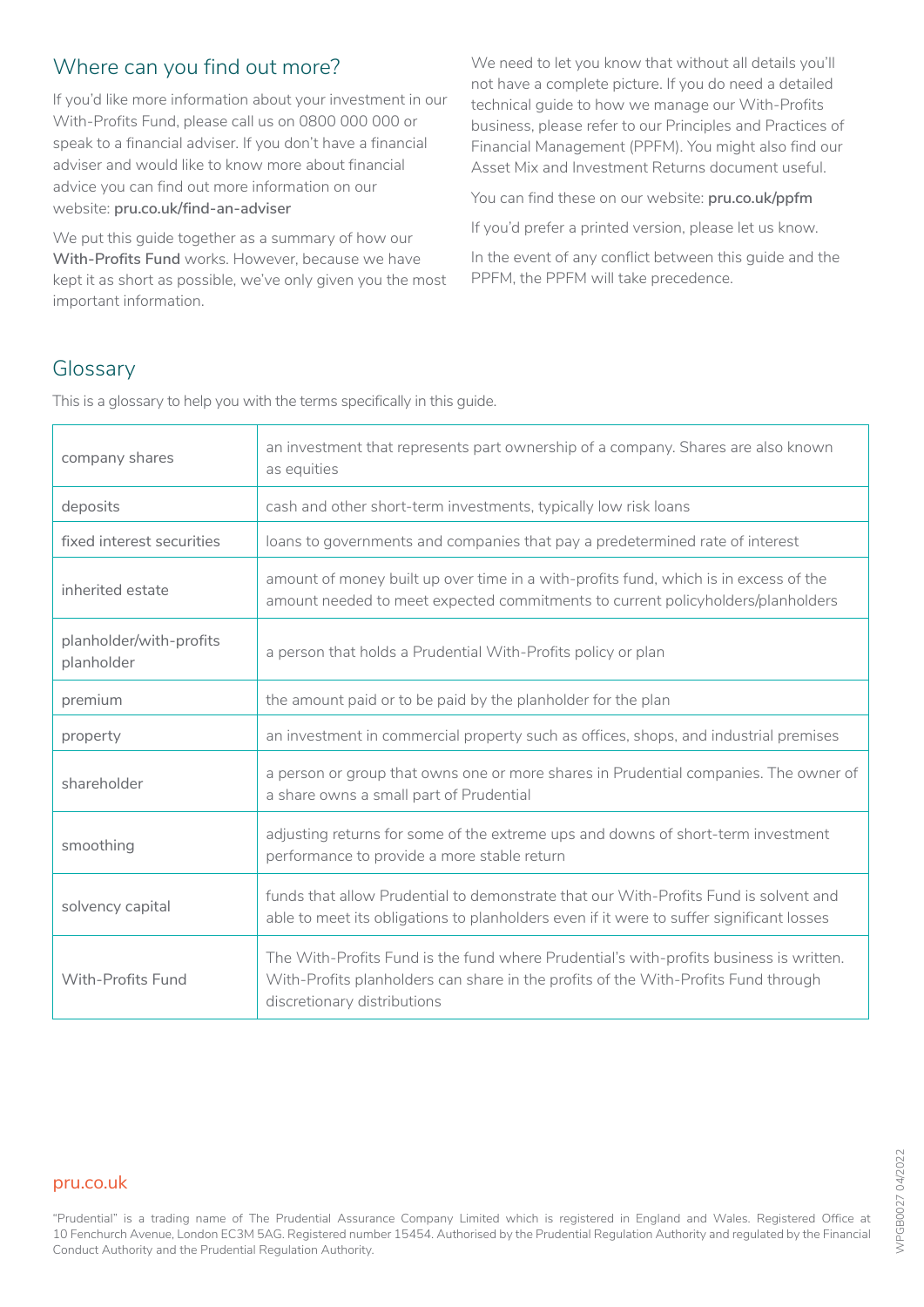## Where can you find out more?

If you'd like more information about your investment in our With-Profits Fund, please call us on 0800 000 000 or speak to a financial adviser. If you don't have a financial adviser and would like to know more about financial advice you can find out more information on our website: **pru.co.uk/find-an-adviser**

We put this guide together as a summary of how our **With-Profits Fund** works. However, because we have kept it as short as possible, we've only given you the most important information.

We need to let you know that without all details you'll not have a complete picture. If you do need a detailed technical guide to how we manage our With-Profits business, please refer to our Principles and Practices of Financial Management (PPFM). You might also find our Asset Mix and Investment Returns document useful.

You can find these on our website: **pru.co.uk/ppfm**

If you'd prefer a printed version, please let us know.

In the event of any conflict between this guide and the PPFM, the PPFM will take precedence.

## Glossary

This is a glossary to help you with the terms specifically in this guide.

| | |
|---|---|
| company shares | an investment that represents part ownership of a company. Shares are also known as equities |
| deposits | cash and other short-term investments, typically low risk loans |
| fixed interest securities | loans to governments and companies that pay a predetermined rate of interest |
| inherited estate | amount of money built up over time in a with-profits fund, which is in excess of the amount needed to meet expected commitments to current policyholders/planholders |
| planholder/with-profits planholder | a person that holds a Prudential With-Profits policy or plan |
| premium | the amount paid or to be paid by the planholder for the plan |
| property | an investment in commercial property such as offices, shops, and industrial premises |
| shareholder | a person or group that owns one or more shares in Prudential companies. The owner of a share owns a small part of Prudential |
| smoothing | adjusting returns for some of the extreme ups and downs of short-term investment performance to provide a more stable return |
| solvency capital | funds that allow Prudential to demonstrate that our With-Profits Fund is solvent and able to meet its obligations to planholders even if it were to suffer significant losses |
| With-Profits Fund | The With-Profits Fund is the fund where Prudential's with-profits business is written. With-Profits planholders can share in the profits of the With-Profits Fund through discretionary distributions |

pru.co.uk

"Prudential" is a trading name of The Prudential Assurance Company Limited which is registered in England and Wales. Registered Office at 10 Fenchurch Avenue, London EC3M 5AG. Registered number 15454. Authorised by the Prudential Regulation Authority and regulated by the Financial Conduct Authority and the Prudential Regulation Authority.

WPGB0027 04/2022